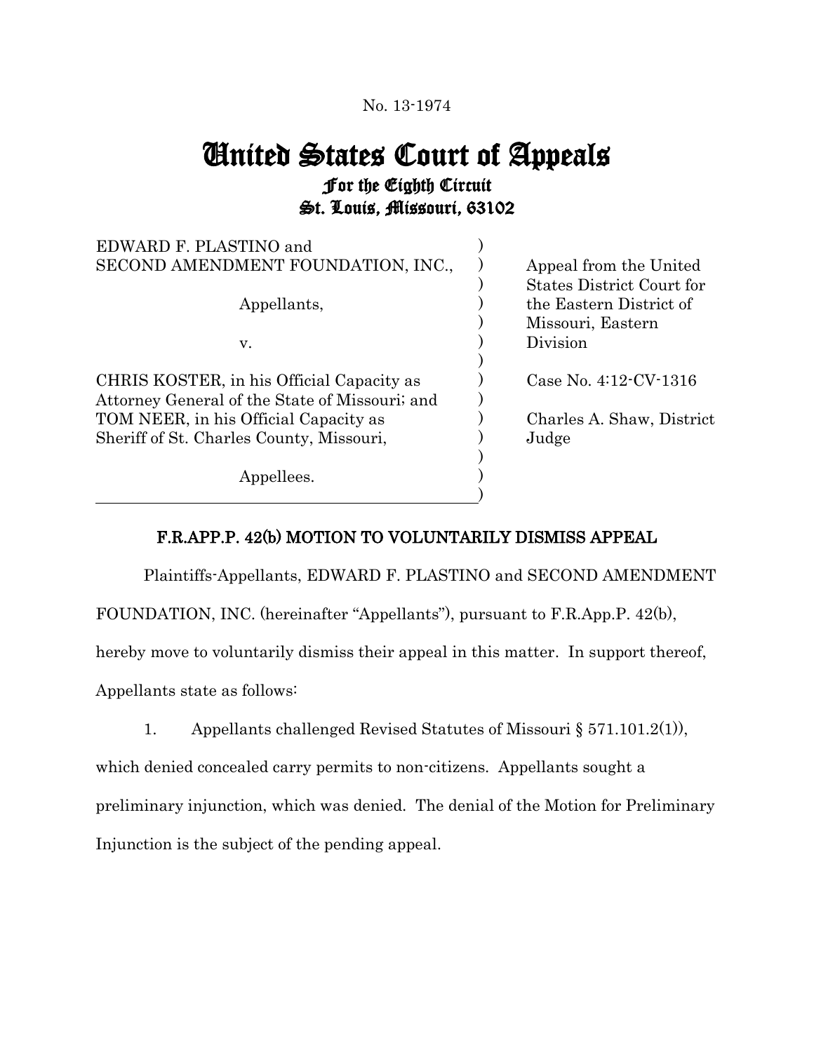No. 13-1974

# United States Court of Appeals
## For the Eighth Circuit
## St. Louis, Missouri, 63102

| | |
|---|---|
| EDWARD F. PLASTINO and SECOND AMENDMENT FOUNDATION, INC., Appellants, v. CHRIS KOSTER, in his Official Capacity as Attorney General of the State of Missouri; and TOM NEER, in his Official Capacity as Sheriff of St. Charles County, Missouri, Appellees. | Appeal from the United States District Court for the Eastern District of Missouri, Eastern Division<br><br>Case No. 4:12-CV-1316<br><br>Charles A. Shaw, District Judge |

### F.R.APP.P. 42(b) MOTION TO VOLUNTARILY DISMISS APPEAL

Plaintiffs-Appellants, EDWARD F. PLASTINO and SECOND AMENDMENT FOUNDATION, INC. (hereinafter "Appellants"), pursuant to F.R.App.P. 42(b), hereby move to voluntarily dismiss their appeal in this matter. In support thereof, Appellants state as follows:

1. Appellants challenged Revised Statutes of Missouri § 571.101.2(1)), which denied concealed carry permits to non-citizens. Appellants sought a preliminary injunction, which was denied. The denial of the Motion for Preliminary Injunction is the subject of the pending appeal.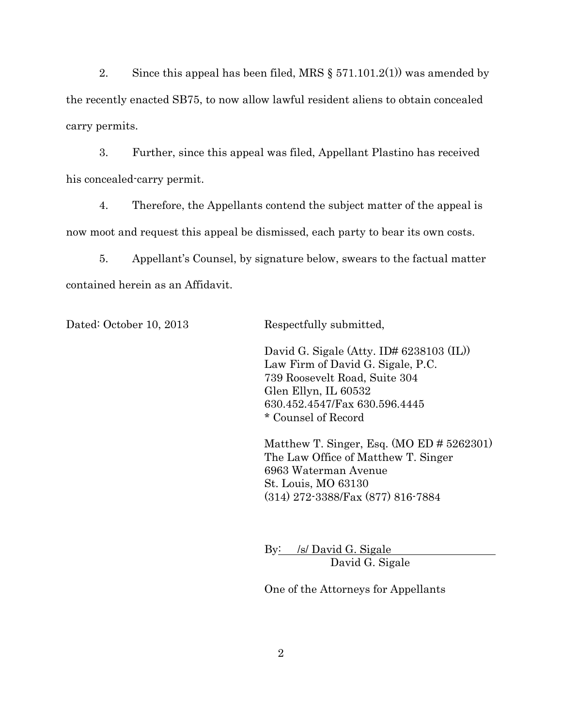2. Since this appeal has been filed, MRS § 571.101.2(1)) was amended by the recently enacted SB75, to now allow lawful resident aliens to obtain concealed carry permits.

3. Further, since this appeal was filed, Appellant Plastino has received his concealed-carry permit.

4. Therefore, the Appellants contend the subject matter of the appeal is now moot and request this appeal be dismissed, each party to bear its own costs.

5. Appellant's Counsel, by signature below, swears to the factual matter contained herein as an Affidavit.

Dated: October 10, 2013

Respectfully submitted,

David G. Sigale (Atty. ID# 6238103 (IL))
Law Firm of David G. Sigale, P.C.
739 Roosevelt Road, Suite 304
Glen Ellyn, IL 60532
630.452.4547/Fax 630.596.4445
* Counsel of Record

Matthew T. Singer, Esq. (MO ED # 5262301)
The Law Office of Matthew T. Singer
6963 Waterman Avenue
St. Louis, MO 63130
(314) 272-3388/Fax (877) 816-7884

By: /s/ David G. Sigale
David G. Sigale

One of the Attorneys for Appellants